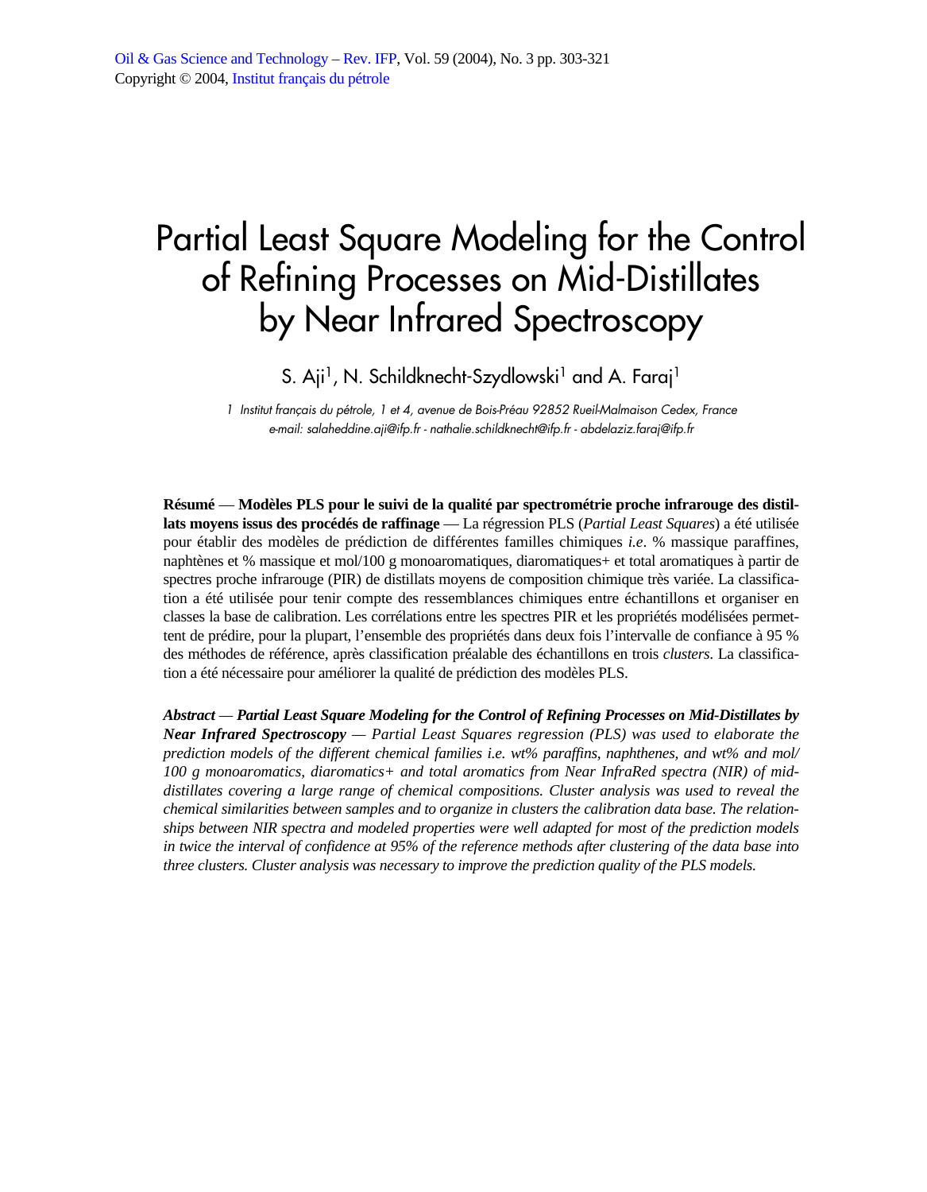# Partial Least Square Modeling for the Control of Refining Processes on Mid-Distillates by Near Infrared Spectroscopy

S. Aji[1], N. Schildknecht-Szydlowski[1] and A. Faraj[1]

*1 Institut français du pétrole, 1 et 4, avenue de Bois-Préau 92852 Rueil-Malmaison Cedex, France*
*e-mail: salaheddine.aji@ifp.fr - nathalie.schildknecht@ifp.fr - abdelaziz.faraj@ifp.fr*

**Résumé** — **Modèles PLS pour le suivi de la qualité par spectrométrie proche infrarouge des distillats moyens issus des procédés de raffinage** — La régression PLS (*Partial Least Squares*) a été utilisée pour établir des modèles de prédiction de différentes familles chimiques *i.e*. % massique paraffines, naphtènes et % massique et mol/100 g monoaromatiques, diaromatiques+ et total aromatiques à partir de spectres proche infrarouge (PIR) de distillats moyens de composition chimique très variée. La classification a été utilisée pour tenir compte des ressemblances chimiques entre échantillons et organiser en classes la base de calibration. Les corrélations entre les spectres PIR et les propriétés modélisées permettent de prédire, pour la plupart, l'ensemble des propriétés dans deux fois l'intervalle de confiance à 95 % des méthodes de référence, après classification préalable des échantillons en trois *clusters*. La classification a été nécessaire pour améliorer la qualité de prédiction des modèles PLS.

***Abstract*** — ***Partial Least Square Modeling for the Control of Refining Processes on Mid-Distillates by Near Infrared Spectroscopy*** — *Partial Least Squares regression (PLS) was used to elaborate the prediction models of the different chemical families i.e. wt% paraffins, naphthenes, and wt% and mol/100 g monoaromatics, diaromatics+ and total aromatics from Near InfraRed spectra (NIR) of mid-distillates covering a large range of chemical compositions. Cluster analysis was used to reveal the chemical similarities between samples and to organize in clusters the calibration data base. The relationships between NIR spectra and modeled properties were well adapted for most of the prediction models in twice the interval of confidence at 95% of the reference methods after clustering of the data base into three clusters. Cluster analysis was necessary to improve the prediction quality of the PLS models.*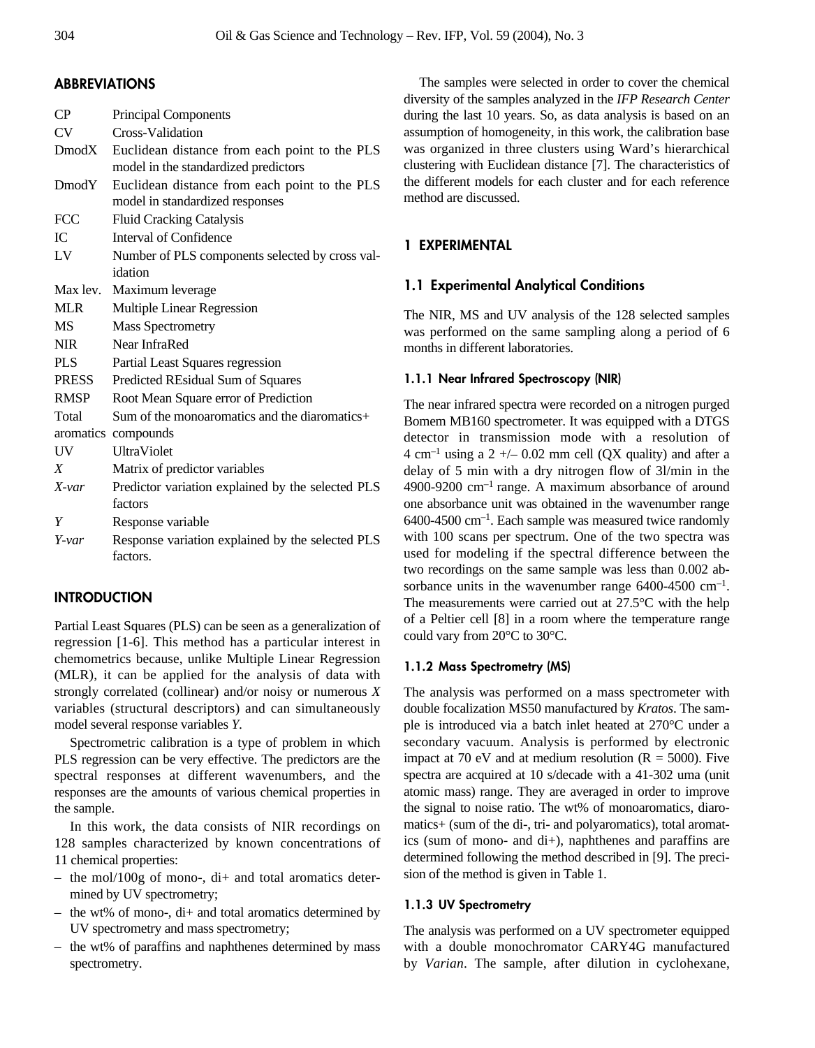## ABBREVIATIONS

| | |
|---|---|
| CP | Principal Components |
| CV | Cross-Validation |
| DmodX | Euclidean distance from each point to the PLS model in the standardized predictors |
| DmodY | Euclidean distance from each point to the PLS model in standardized responses |
| FCC | Fluid Cracking Catalysis |
| IC | Interval of Confidence |
| LV | Number of PLS components selected by cross validation |
| Max lev. | Maximum leverage |
| MLR | Multiple Linear Regression |
| MS | Mass Spectrometry |
| NIR | Near InfraRed |
| PLS | Partial Least Squares regression |
| PRESS | Predicted REsidual Sum of Squares |
| RMSP | Root Mean Square error of Prediction |
| Total aromatics | Sum of the monoaromatics and the diaromatics+ compounds |
| UV | UltraViolet |
| *X* | Matrix of predictor variables |
| *X-var* | Predictor variation explained by the selected PLS factors |
| *Y* | Response variable |
| *Y-var* | Response variation explained by the selected PLS factors. |

## INTRODUCTION

Partial Least Squares (PLS) can be seen as a generalization of regression [1-6]. This method has a particular interest in chemometrics because, unlike Multiple Linear Regression (MLR), it can be applied for the analysis of data with strongly correlated (collinear) and/or noisy or numerous *X* variables (structural descriptors) and can simultaneously model several response variables *Y*.

Spectrometric calibration is a type of problem in which PLS regression can be very effective. The predictors are the spectral responses at different wavenumbers, and the responses are the amounts of various chemical properties in the sample.

In this work, the data consists of NIR recordings on 128 samples characterized by known concentrations of 11 chemical properties:

- the mol/100g of mono-, di+ and total aromatics determined by UV spectrometry;
- the wt% of mono-, di+ and total aromatics determined by UV spectrometry and mass spectrometry;
- the wt% of paraffins and naphthenes determined by mass spectrometry.

The samples were selected in order to cover the chemical diversity of the samples analyzed in the *IFP Research Center* during the last 10 years. So, as data analysis is based on an assumption of homogeneity, in this work, the calibration base was organized in three clusters using Ward's hierarchical clustering with Euclidean distance [7]. The characteristics of the different models for each cluster and for each reference method are discussed.

## 1 EXPERIMENTAL

### 1.1 Experimental Analytical Conditions

The NIR, MS and UV analysis of the 128 selected samples was performed on the same sampling along a period of 6 months in different laboratories.

#### 1.1.1 Near Infrared Spectroscopy (NIR)

The near infrared spectra were recorded on a nitrogen purged Bomem MB160 spectrometer. It was equipped with a DTGS detector in transmission mode with a resolution of 4 $cm^{-1}$ using a 2 +/– 0.02 mm cell (QX quality) and after a delay of 5 min with a dry nitrogen flow of 3l/min in the 4900-9200 $cm^{-1}$ range. A maximum absorbance of around one absorbance unit was obtained in the wavenumber range 6400-4500 $cm^{-1}$. Each sample was measured twice randomly with 100 scans per spectrum. One of the two spectra was used for modeling if the spectral difference between the two recordings on the same sample was less than 0.002 absorbance units in the wavenumber range 6400-4500 $cm^{-1}$. The measurements were carried out at 27.5°C with the help of a Peltier cell [8] in a room where the temperature range could vary from 20°C to 30°C.

#### 1.1.2 Mass Spectrometry (MS)

The analysis was performed on a mass spectrometer with double focalization MS50 manufactured by *Kratos*. The sample is introduced via a batch inlet heated at 270°C under a secondary vacuum. Analysis is performed by electronic impact at 70 eV and at medium resolution (R = 5000). Five spectra are acquired at 10 s/decade with a 41-302 uma (unit atomic mass) range. They are averaged in order to improve the signal to noise ratio. The wt% of monoaromatics, diaromatics+ (sum of the di-, tri- and polyaromatics), total aromatics (sum of mono- and di+), naphthenes and paraffins are determined following the method described in [9]. The precision of the method is given in Table 1.

#### 1.1.3 UV Spectrometry

The analysis was performed on a UV spectrometer equipped with a double monochromator CARY4G manufactured by *Varian*. The sample, after dilution in cyclohexane,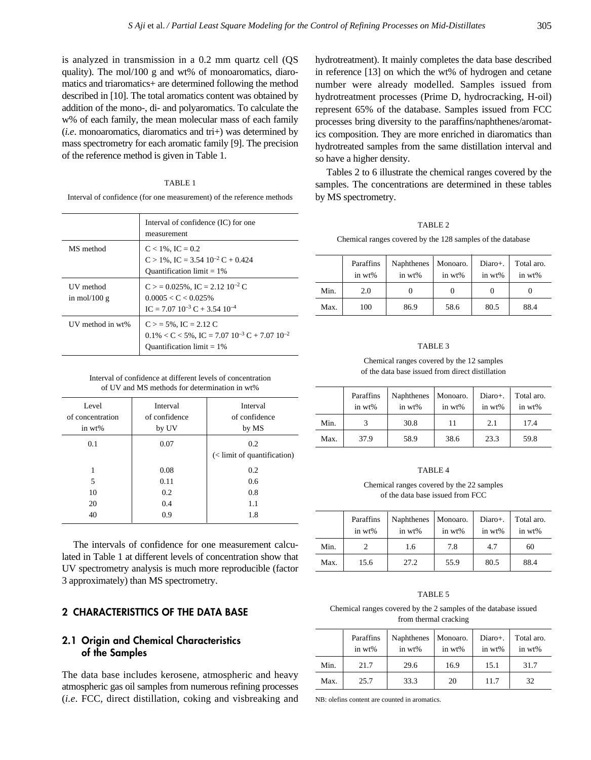is analyzed in transmission in a 0.2 mm quartz cell (QS quality). The mol/100 g and wt% of monoaromatics, diaromatics and triaromatics+ are determined following the method described in [10]. The total aromatics content was obtained by addition of the mono-, di- and polyaromatics. To calculate the w% of each family, the mean molecular mass of each family (*i.e.* monoaromatics, diaromatics and tri+) was determined by mass spectrometry for each aromatic family [9]. The precision of the reference method is given in Table 1.

TABLE 1

Interval of confidence (for one measurement) of the reference methods

| | Interval of confidence (IC) for one measurement |
|---|---|
| MS method | $C < 1\%$, IC = 0.2<br>$C > 1\%$, IC = $3.54\ 10^{-2}$ C + 0.424<br>Quantification limit = 1% |
| UV method in mol/100 g | $C >= 0.025\%$, IC = $2.12\ 10^{-2}$ C<br>$0.0005 < C < 0.025\%$<br>IC = $7.07\ 10^{-3}$ C + $3.54\ 10^{-4}$ |
| UV method in wt% | $C >= 5\%$, IC = 2.12 C<br>$0.1\% < C < 5\%$, IC = $7.07\ 10^{-3}$ C + $7.07\ 10^{-2}$<br>Quantification limit = 1% |

Interval of confidence at different levels of concentration of UV and MS methods for determination in wt%

| Level of concentration in wt% | Interval of confidence by UV | Interval of confidence by MS |
|---|---|---|
| 0.1 | 0.07 | 0.2 (< limit of quantification) |
| 1 | 0.08 | 0.2 |
| 5 | 0.11 | 0.6 |
| 10 | 0.2 | 0.8 |
| 20 | 0.4 | 1.1 |
| 40 | 0.9 | 1.8 |

The intervals of confidence for one measurement calculated in Table 1 at different levels of concentration show that UV spectrometry analysis is much more reproducible (factor 3 approximately) than MS spectrometry.

## 2 CHARACTERISTTICS OF THE DATA BASE

### 2.1 Origin and Chemical Characteristics of the Samples

The data base includes kerosene, atmospheric and heavy atmospheric gas oil samples from numerous refining processes (*i.e.* FCC, direct distillation, coking and visbreaking and hydrotreatment). It mainly completes the data base described in reference [13] on which the wt% of hydrogen and cetane number were already modelled. Samples issued from hydrotreatment processes (Prime D, hydrocracking, H-oil) represent 65% of the database. Samples issued from FCC processes bring diversity to the paraffins/naphthenes/aromatics composition. They are more enriched in diaromatics than hydrotreated samples from the same distillation interval and so have a higher density.

Tables 2 to 6 illustrate the chemical ranges covered by the samples. The concentrations are determined in these tables by MS spectrometry.

TABLE 2

Chemical ranges covered by the 128 samples of the database

| | Paraffins in wt% | Naphthenes in wt% | Monoaro. in wt% | Diaro+. in wt% | Total aro. in wt% |
|---|---|---|---|---|---|
| Min. | 2.0 | 0 | 0 | 0 | 0 |
| Max. | 100 | 86.9 | 58.6 | 80.5 | 88.4 |

TABLE 3

Chemical ranges covered by the 12 samples of the data base issued from direct distillation

| | Paraffins in wt% | Naphthenes in wt% | Monoaro. in wt% | Diaro+. in wt% | Total aro. in wt% |
|---|---|---|---|---|---|
| Min. | 3 | 30.8 | 11 | 2.1 | 17.4 |
| Max. | 37.9 | 58.9 | 38.6 | 23.3 | 59.8 |

TABLE 4

Chemical ranges covered by the 22 samples of the data base issued from FCC

| | Paraffins in wt% | Naphthenes in wt% | Monoaro. in wt% | Diaro+. in wt% | Total aro. in wt% |
|---|---|---|---|---|---|
| Min. | 2 | 1.6 | 7.8 | 4.7 | 60 |
| Max. | 15.6 | 27.2 | 55.9 | 80.5 | 88.4 |

TABLE 5

Chemical ranges covered by the 2 samples of the database issued from thermal cracking

| | Paraffins in wt% | Naphthenes in wt% | Monoaro. in wt% | Diaro+. in wt% | Total aro. in wt% |
|---|---|---|---|---|---|
| Min. | 21.7 | 29.6 | 16.9 | 15.1 | 31.7 |
| Max. | 25.7 | 33.3 | 20 | 11.7 | 32 |

NB: olefins content are counted in aromatics.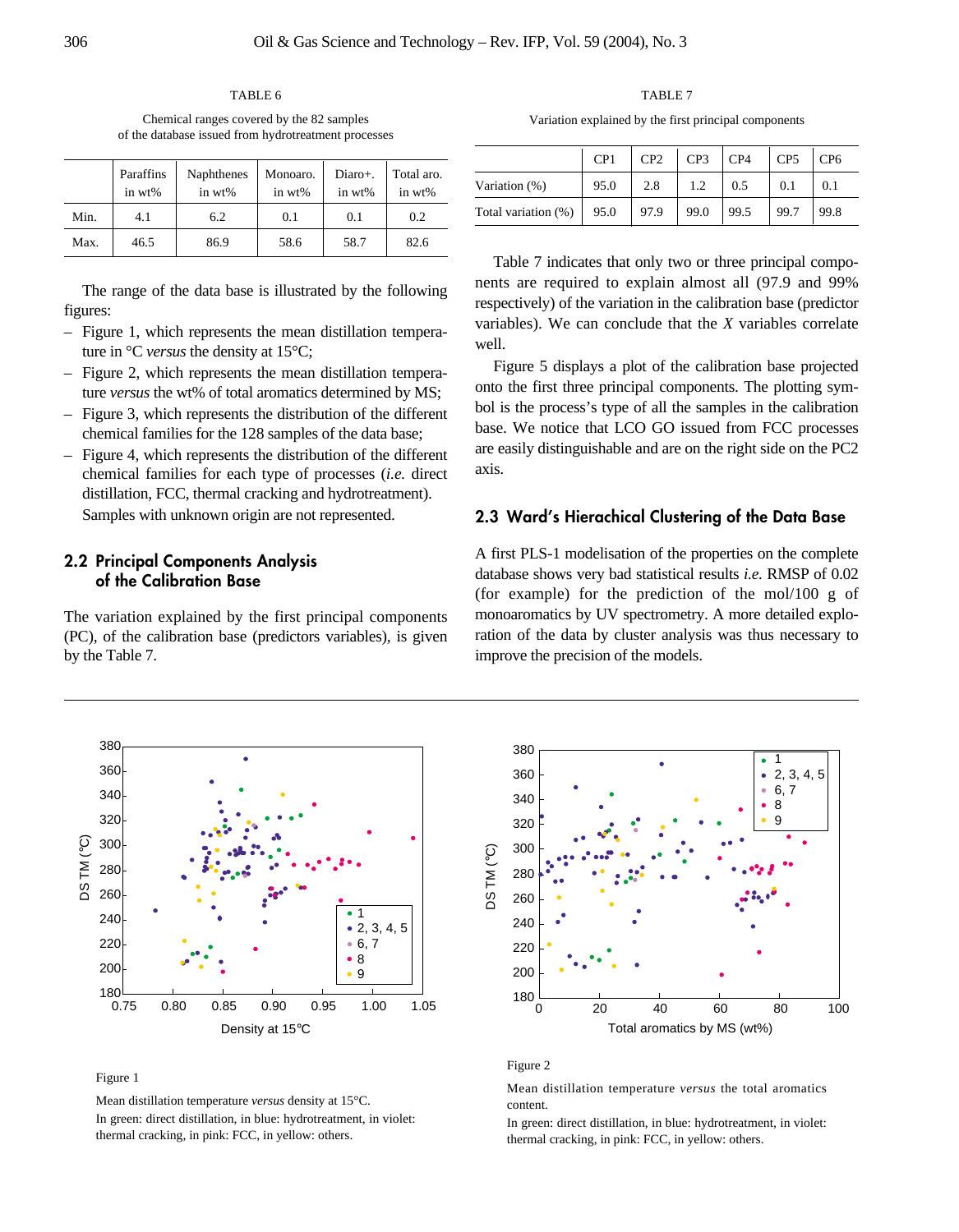TABLE 6

Chemical ranges covered by the 82 samples of the database issued from hydrotreatment processes

| | Paraffins in wt% | Naphthenes in wt% | Monoaro. in wt% | Diaro+. in wt% | Total aro. in wt% |
|---|---|---|---|---|---|
| Min. | 4.1 | 6.2 | 0.1 | 0.1 | 0.2 |
| Max. | 46.5 | 86.9 | 58.6 | 58.7 | 82.6 |

The range of the data base is illustrated by the following figures:

- Figure 1, which represents the mean distillation temperature in °C *versus* the density at 15°C;
- Figure 2, which represents the mean distillation temperature *versus* the wt% of total aromatics determined by MS;
- Figure 3, which represents the distribution of the different chemical families for the 128 samples of the data base;
- Figure 4, which represents the distribution of the different chemical families for each type of processes (*i.e.* direct distillation, FCC, thermal cracking and hydrotreatment). Samples with unknown origin are not represented.

## 2.2 Principal Components Analysis of the Calibration Base

The variation explained by the first principal components (PC), of the calibration base (predictors variables), is given by the Table 7.

TABLE 7

Variation explained by the first principal components

| | CP1 | CP2 | CP3 | CP4 | CP5 | CP6 |
|---|---|---|---|---|---|---|
| Variation (%) | 95.0 | 2.8 | 1.2 | 0.5 | 0.1 | 0.1 |
| Total variation (%) | 95.0 | 97.9 | 99.0 | 99.5 | 99.7 | 99.8 |

Table 7 indicates that only two or three principal components are required to explain almost all (97.9 and 99% respectively) of the variation in the calibration base (predictor variables). We can conclude that the *X* variables correlate well.

Figure 5 displays a plot of the calibration base projected onto the first three principal components. The plotting symbol is the process's type of all the samples in the calibration base. We notice that LCO GO issued from FCC processes are easily distinguishable and are on the right side on the PC2 axis.

## 2.3 Ward's Hierachical Clustering of the Data Base

A first PLS-1 modelisation of the properties on the complete database shows very bad statistical results *i.e.* RMSP of 0.02 (for example) for the prediction of the mol/100 g of monoaromatics by UV spectrometry. A more detailed exploration of the data by cluster analysis was thus necessary to improve the precision of the models.

Figure 1

Mean distillation temperature *versus* density at 15°C.
In green: direct distillation, in blue: hydrotreatment, in violet: thermal cracking, in pink: FCC, in yellow: others.

Figure 2

Mean distillation temperature *versus* the total aromatics content.
In green: direct distillation, in blue: hydrotreatment, in violet: thermal cracking, in pink: FCC, in yellow: others.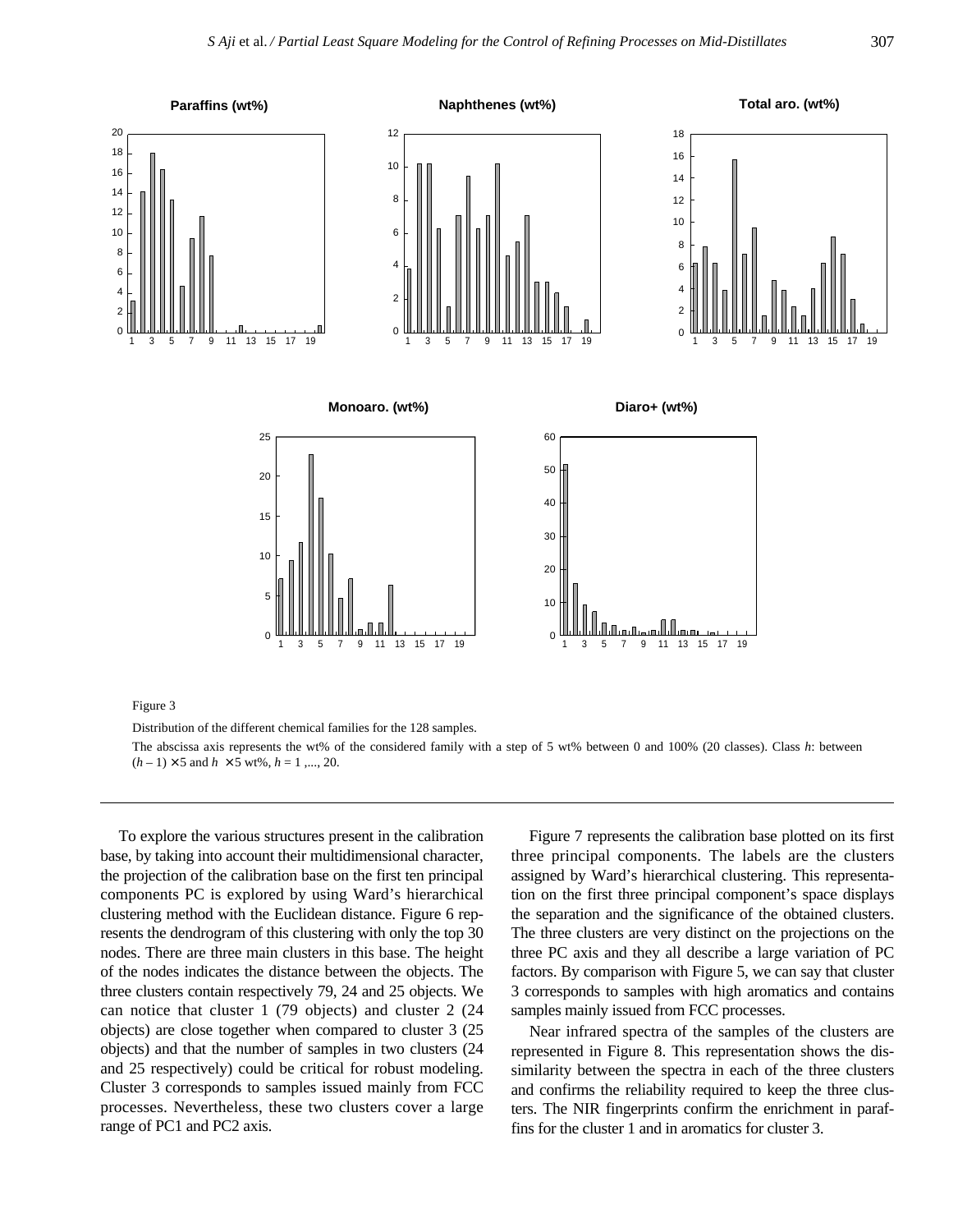Figure 3

Distribution of the different chemical families for the 128 samples.

The abscissa axis represents the wt% of the considered family with a step of 5 wt% between 0 and 100% (20 classes). Class $h$: between $(h-1) \times 5$ and $h \times 5$ wt%, $h = 1, ..., 20$.

To explore the various structures present in the calibration base, by taking into account their multidimensional character, the projection of the calibration base on the first ten principal components PC is explored by using Ward's hierarchical clustering method with the Euclidean distance. Figure 6 represents the dendrogram of this clustering with only the top 30 nodes. There are three main clusters in this base. The height of the nodes indicates the distance between the objects. The three clusters contain respectively 79, 24 and 25 objects. We can notice that cluster 1 (79 objects) and cluster 2 (24 objects) are close together when compared to cluster 3 (25 objects) and that the number of samples in two clusters (24 and 25 respectively) could be critical for robust modeling. Cluster 3 corresponds to samples issued mainly from FCC processes. Nevertheless, these two clusters cover a large range of PC1 and PC2 axis.

Figure 7 represents the calibration base plotted on its first three principal components. The labels are the clusters assigned by Ward's hierarchical clustering. This representation on the first three principal component's space displays the separation and the significance of the obtained clusters. The three clusters are very distinct on the projections on the three PC axis and they all describe a large variation of PC factors. By comparison with Figure 5, we can say that cluster 3 corresponds to samples with high aromatics and contains samples mainly issued from FCC processes.

Near infrared spectra of the samples of the clusters are represented in Figure 8. This representation shows the dissimilarity between the spectra in each of the three clusters and confirms the reliability required to keep the three clusters. The NIR fingerprints confirm the enrichment in paraffins for the cluster 1 and in aromatics for cluster 3.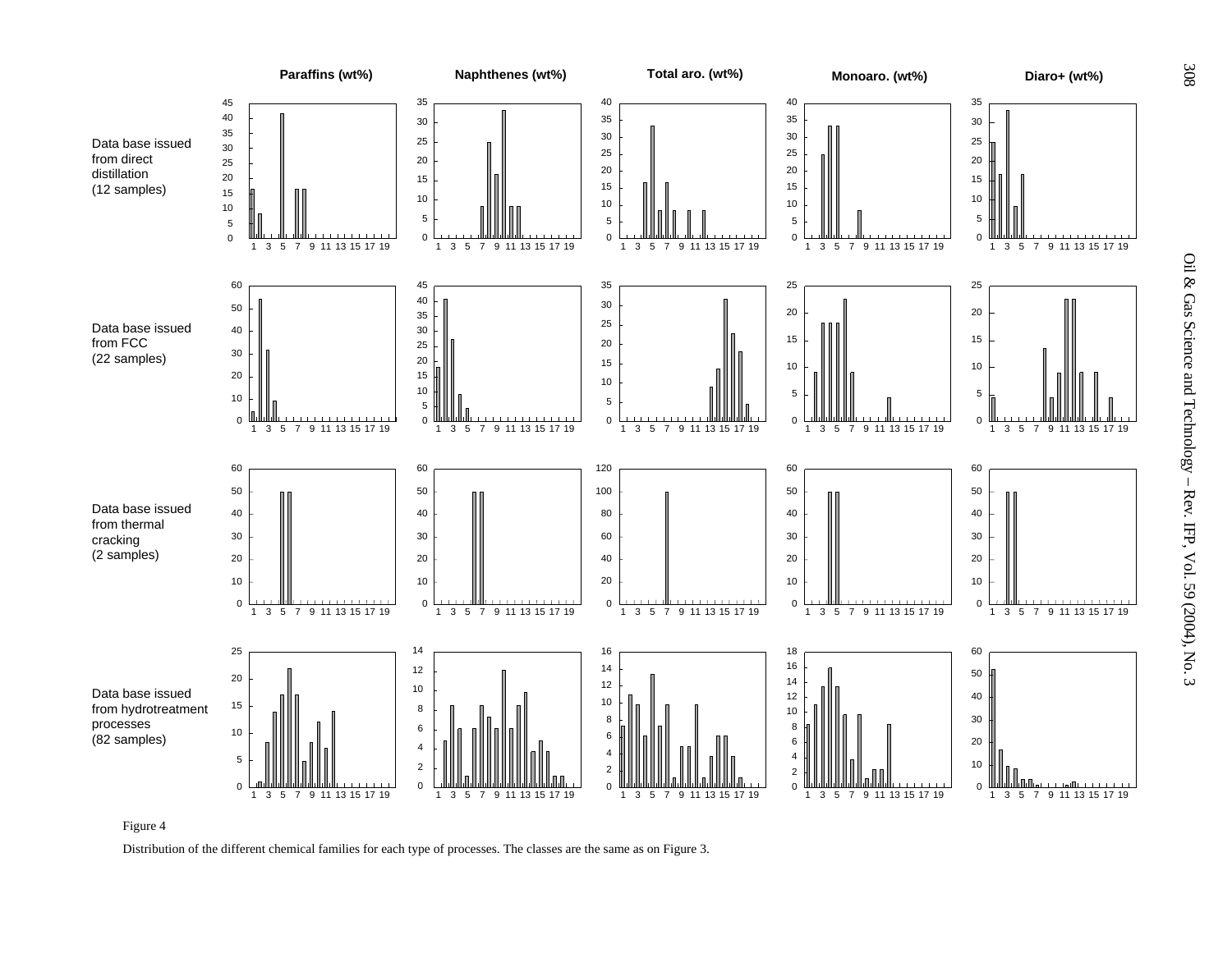Figure 4

Distribution of the different chemical families for each type of processes. The classes are the same as on Figure 3.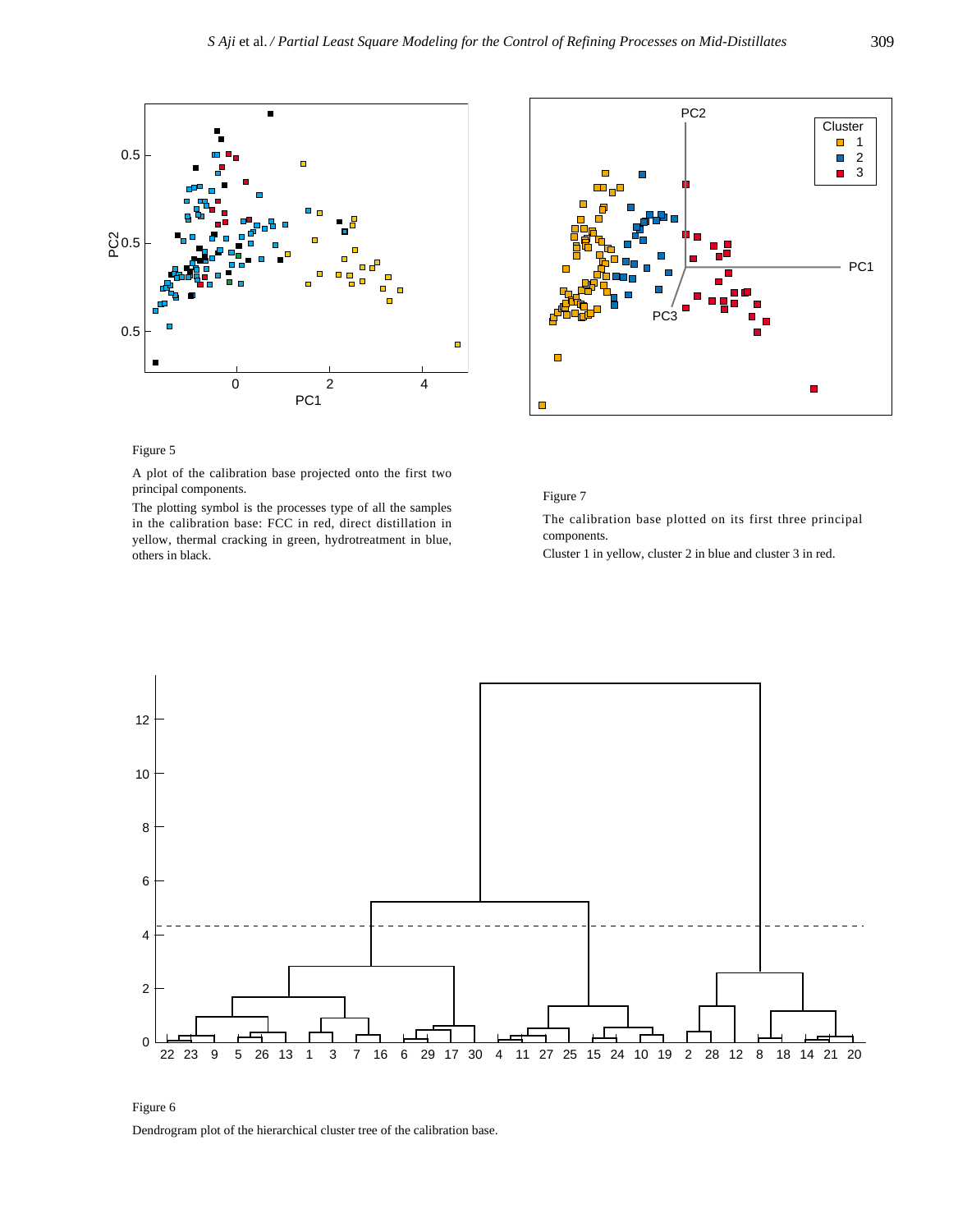Figure 5

A plot of the calibration base projected onto the first two principal components.

The plotting symbol is the processes type of all the samples in the calibration base: FCC in red, direct distillation in yellow, thermal cracking in green, hydrotreatment in blue, others in black.

Figure 7

The calibration base plotted on its first three principal components.

Cluster 1 in yellow, cluster 2 in blue and cluster 3 in red.

Figure 6

Dendrogram plot of the hierarchical cluster tree of the calibration base.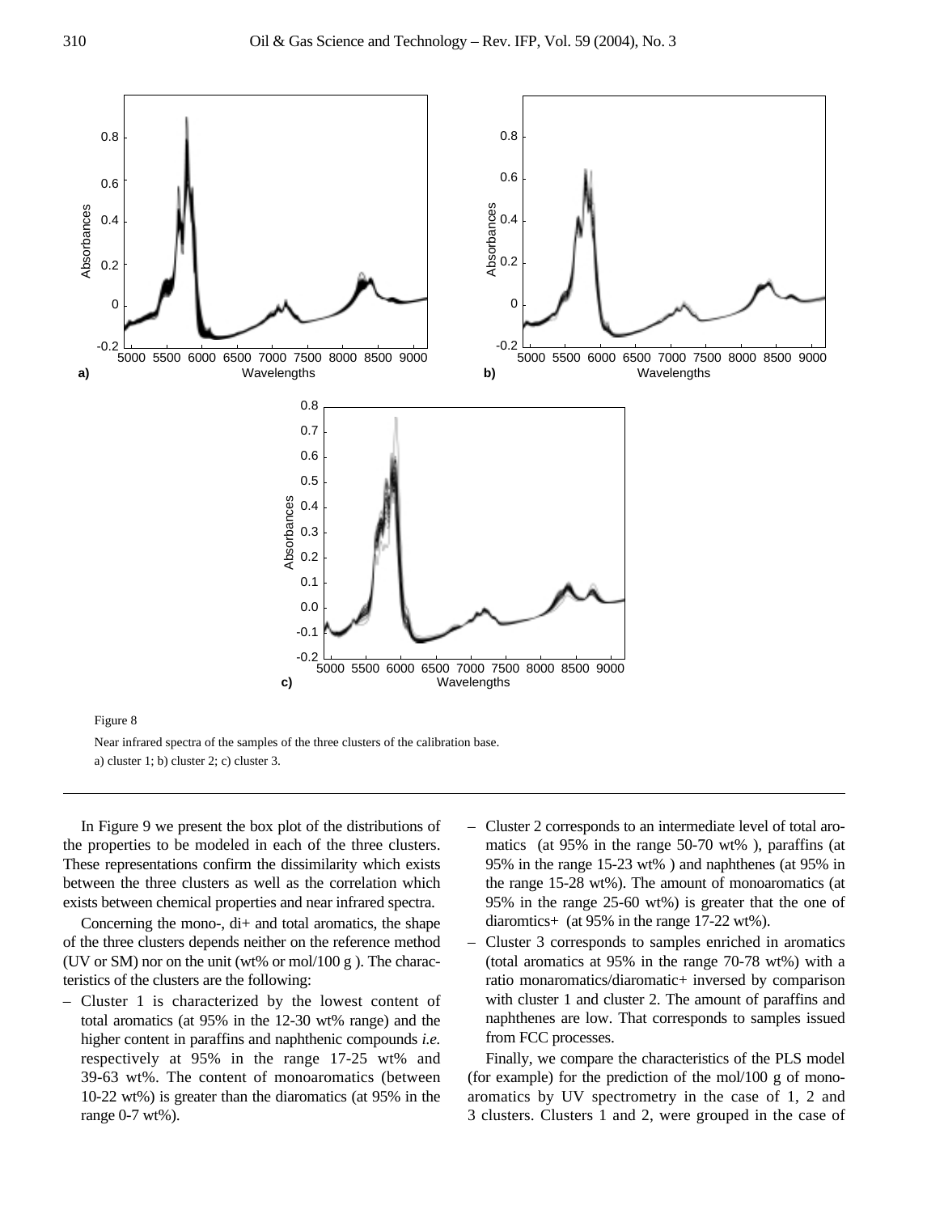Figure 8

Near infrared spectra of the samples of the three clusters of the calibration base.
a) cluster 1; b) cluster 2; c) cluster 3.

In Figure 9 we present the box plot of the distributions of the properties to be modeled in each of the three clusters. These representations confirm the dissimilarity which exists between the three clusters as well as the correlation which exists between chemical properties and near infrared spectra.

Concerning the mono-, di+ and total aromatics, the shape of the three clusters depends neither on the reference method (UV or SM) nor on the unit (wt% or mol/100 g ). The characteristics of the clusters are the following:

– Cluster 1 is characterized by the lowest content of total aromatics (at 95% in the 12-30 wt% range) and the higher content in paraffins and naphthenic compounds *i.e.* respectively at 95% in the range 17-25 wt% and 39-63 wt%. The content of monoaromatics (between 10-22 wt%) is greater than the diaromatics (at 95% in the range 0-7 wt%).

– Cluster 2 corresponds to an intermediate level of total aromatics (at 95% in the range 50-70 wt% ), paraffins (at 95% in the range 15-23 wt% ) and naphthenes (at 95% in the range 15-28 wt%). The amount of monoaromatics (at 95% in the range 25-60 wt%) is greater that the one of diaromtics+ (at 95% in the range 17-22 wt%).

– Cluster 3 corresponds to samples enriched in aromatics (total aromatics at 95% in the range 70-78 wt%) with a ratio monaromatics/diaromatic+ inversed by comparison with cluster 1 and cluster 2. The amount of paraffins and naphthenes are low. That corresponds to samples issued from FCC processes.

Finally, we compare the characteristics of the PLS model (for example) for the prediction of the mol/100 g of monoaromatics by UV spectrometry in the case of 1, 2 and 3 clusters. Clusters 1 and 2, were grouped in the case of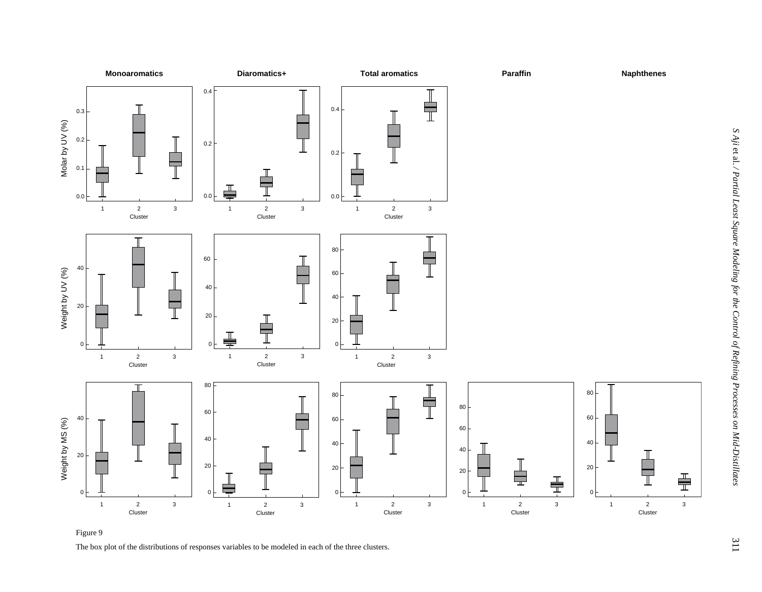Figure 9

The box plot of the distributions of responses variables to be modeled in each of the three clusters.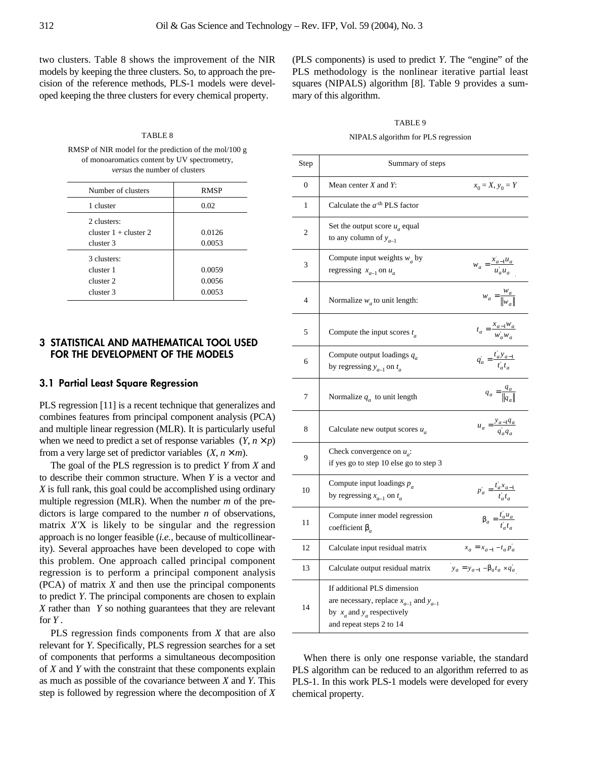two clusters. Table 8 shows the improvement of the NIR models by keeping the three clusters. So, to approach the precision of the reference methods, PLS-1 models were developed keeping the three clusters for every chemical property.

TABLE 8

RMSP of NIR model for the prediction of the mol/100 g of monoaromatics content by UV spectrometry, *versus* the number of clusters

| Number of clusters | RMSP |
|---|---|
| 1 cluster | 0.02 |
| 2 clusters: | |
| cluster 1 + cluster 2 | 0.0126 |
| cluster 3 | 0.0053 |
| 3 clusters: | |
| cluster 1 | 0.0059 |
| cluster 2 | 0.0056 |
| cluster 3 | 0.0053 |

## 3 STATISTICAL AND MATHEMATICAL TOOL USED FOR THE DEVELOPMENT OF THE MODELS

### 3.1 Partial Least Square Regression

PLS regression [11] is a recent technique that generalizes and combines features from principal component analysis (PCA) and multiple linear regression (MLR). It is particularly useful when we need to predict a set of response variables ($Y$, $n \times p$) from a very large set of predictor variables ($X$, $n \times m$).

The goal of the PLS regression is to predict $Y$ from $X$ and to describe their common structure. When $Y$ is a vector and $X$ is full rank, this goal could be accomplished using ordinary multiple regression (MLR). When the number $m$ of the predictors is large compared to the number $n$ of observations, matrix $X'X$ is likely to be singular and the regression approach is no longer feasible (*i.e.*, because of multicollinearity). Several approaches have been developed to cope with this problem. One approach called principal component regression is to perform a principal component analysis (PCA) of matrix $X$ and then use the principal components to predict $Y$. The principal components are chosen to explain $X$ rather than $Y$ so nothing guarantees that they are relevant for $Y$.

PLS regression finds components from $X$ that are also relevant for $Y$. Specifically, PLS regression searches for a set of components that performs a simultaneous decomposition of $X$ and $Y$ with the constraint that these components explain as much as possible of the covariance between $X$ and $Y$. This step is followed by regression where the decomposition of $X$ (PLS components) is used to predict $Y$. The "engine" of the PLS methodology is the nonlinear iterative partial least squares (NIPALS) algorithm [8]. Table 9 provides a summary of this algorithm.

TABLE 9

NIPALS algorithm for PLS regression

| Step | Summary of steps | |
|---|---|---|
| 0 | Mean center $X$ and $Y$: | $x_0 = X,\ y_0 = Y$ |
| 1 | Calculate the $a^{\text{th}}$ PLS factor | |
| 2 | Set the output score $u_a$ equal to any column of $y_{a-1}$ | |
| 3 | Compute input weights $w_a$ by regressing $x_{a-1}$ on $u_a$ | $w_a = \dfrac{x'_{a-1} u_a}{u'_a u_a}$ |
| 4 | Normalize $w_a$ to unit length: | $w_a = \dfrac{w_a}{\lVert w_a \rVert}$ |
| 5 | Compute the input scores $t_a$ | $t_a = \dfrac{x_{a-1} w_a}{w'_a w_a}$ |
| 6 | Compute output loadings $q_a$ by regressing $y_{a-1}$ on $t_a$ | $q'_a = \dfrac{t'_a y_{a-1}}{t'_a t_a}$ |
| 7 | Normalize $q_a$ to unit length | $q_a = \dfrac{q_a}{\lVert q_a \rVert}$ |
| 8 | Calculate new output scores $u_a$ | $u_a = \dfrac{y_{a-1} q_a}{q'_a q_a}$ |
| 9 | Check convergence on $u_a$: if yes go to step 10 else go to step 3 | |
| 10 | Compute input loadings $p_a$ by regressing $x_{a-1}$ on $t_a$ | $p'_a = \dfrac{t'_a x_{a-1}}{t'_a t_a}$ |
| 11 | Compute inner model regression coefficient $\beta_a$ | $\beta_a = \dfrac{t'_a u_a}{t'_a t_a}$ |
| 12 | Calculate input residual matrix | $x_a = x_{a-1} - t_a p'_a$ |
| 13 | Calculate output residual matrix | $y_a = y_{a-1} - \beta_a t_a \times q'_a$ |
| 14 | If additional PLS dimension are necessary, replace $x_{a-1}$ and $y_{a-1}$ by $x_a$ and $y_a$ respectively and repeat steps 2 to 14 | |

When there is only one response variable, the standard PLS algorithm can be reduced to an algorithm referred to as PLS-1. In this work PLS-1 models were developed for every chemical property.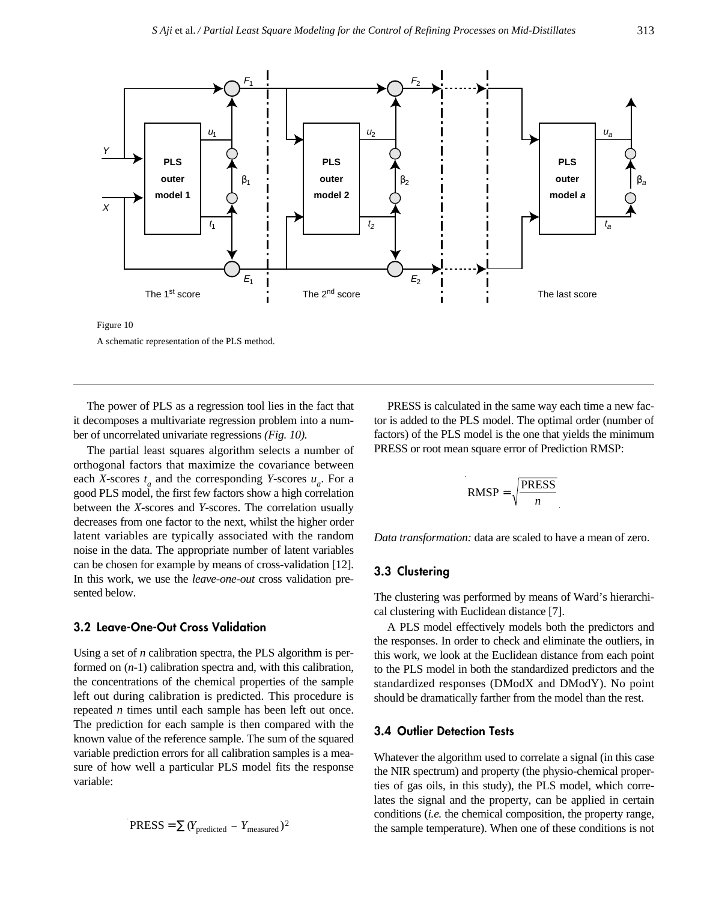Figure 10

A schematic representation of the PLS method.

The power of PLS as a regression tool lies in the fact that it decomposes a multivariate regression problem into a number of uncorrelated univariate regressions *(Fig. 10).*

The partial least squares algorithm selects a number of orthogonal factors that maximize the covariance between each *X*-scores $t_a$ and the corresponding *Y*-scores $u_a$. For a good PLS model, the first few factors show a high correlation between the *X*-scores and *Y*-scores. The correlation usually decreases from one factor to the next, whilst the higher order latent variables are typically associated with the random noise in the data. The appropriate number of latent variables can be chosen for example by means of cross-validation [12]. In this work, we use the *leave-one-out* cross validation presented below.

### 3.2 Leave-One-Out Cross Validation

Using a set of *n* calibration spectra, the PLS algorithm is performed on (*n*-1) calibration spectra and, with this calibration, the concentrations of the chemical properties of the sample left out during calibration is predicted. This procedure is repeated *n* times until each sample has been left out once. The prediction for each sample is then compared with the known value of the reference sample. The sum of the squared variable prediction errors for all calibration samples is a measure of how well a particular PLS model fits the response variable:

$$\text{PRESS} = \sum (Y_{\text{predicted}} - Y_{\text{measured}})^2$$

PRESS is calculated in the same way each time a new factor is added to the PLS model. The optimal order (number of factors) of the PLS model is the one that yields the minimum PRESS or root mean square error of Prediction RMSP:

$$\text{RMSP} = \sqrt{\frac{\text{PRESS}}{n}}$$

*Data transformation:* data are scaled to have a mean of zero.

### 3.3 Clustering

The clustering was performed by means of Ward's hierarchical clustering with Euclidean distance [7].

A PLS model effectively models both the predictors and the responses. In order to check and eliminate the outliers, in this work, we look at the Euclidean distance from each point to the PLS model in both the standardized predictors and the standardized responses (DModX and DModY). No point should be dramatically farther from the model than the rest.

### 3.4 Outlier Detection Tests

Whatever the algorithm used to correlate a signal (in this case the NIR spectrum) and property (the physio-chemical properties of gas oils, in this study), the PLS model, which correlates the signal and the property, can be applied in certain conditions (*i.e.* the chemical composition, the property range, the sample temperature). When one of these conditions is not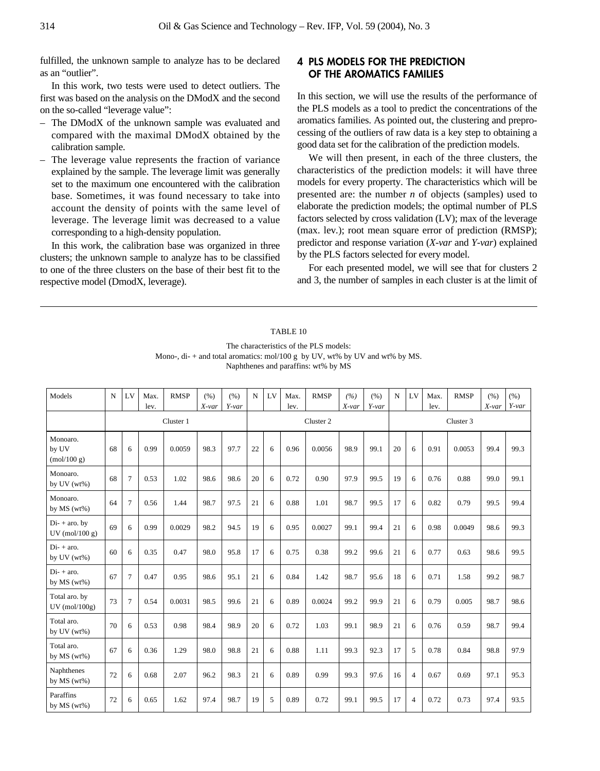fulfilled, the unknown sample to analyze has to be declared as an "outlier".

In this work, two tests were used to detect outliers. The first was based on the analysis on the DModX and the second on the so-called "leverage value":

- The DModX of the unknown sample was evaluated and compared with the maximal DModX obtained by the calibration sample.
- The leverage value represents the fraction of variance explained by the sample. The leverage limit was generally set to the maximum one encountered with the calibration base. Sometimes, it was found necessary to take into account the density of points with the same level of leverage. The leverage limit was decreased to a value corresponding to a high-density population.

In this work, the calibration base was organized in three clusters; the unknown sample to analyze has to be classified to one of the three clusters on the base of their best fit to the respective model (DmodX, leverage).

## 4 PLS MODELS FOR THE PREDICTION OF THE AROMATICS FAMILIES

In this section, we will use the results of the performance of the PLS models as a tool to predict the concentrations of the aromatics families. As pointed out, the clustering and preprocessing of the outliers of raw data is a key step to obtaining a good data set for the calibration of the prediction models.

We will then present, in each of the three clusters, the characteristics of the prediction models: it will have three models for every property. The characteristics which will be presented are: the number *n* of objects (samples) used to elaborate the prediction models; the optimal number of PLS factors selected by cross validation (LV); max of the leverage (max. lev.); root mean square error of prediction (RMSP); predictor and response variation (*X-var* and *Y-var*) explained by the PLS factors selected for every model.

For each presented model, we will see that for clusters 2 and 3, the number of samples in each cluster is at the limit of

TABLE 10

The characteristics of the PLS models:
Mono-, di- + and total aromatics: mol/100 g by UV, wt% by UV and wt% by MS.
Naphthenes and paraffins: wt% by MS

| Models | N | LV | Max. lev. | RMSP | (%) *X-var* | (%) *Y-var* | N | LV | Max. lev. | RMSP | (%) *X-var* | (%) *Y-var* | N | LV | Max. lev. | RMSP | (%) *X-var* | (%) *Y-var* |
|---|---|---|---|---|---|---|---|---|---|---|---|---|---|---|---|---|---|---|
| | Cluster 1 | | | | | | Cluster 2 | | | | | | Cluster 3 | | | | | |
| Monoaro. by UV (mol/100 g) | 68 | 6 | 0.99 | 0.0059 | 98.3 | 97.7 | 22 | 6 | 0.96 | 0.0056 | 98.9 | 99.1 | 20 | 6 | 0.91 | 0.0053 | 99.4 | 99.3 |
| Monoaro. by UV (wt%) | 68 | 7 | 0.53 | 1.02 | 98.6 | 98.6 | 20 | 6 | 0.72 | 0.90 | 97.9 | 99.5 | 19 | 6 | 0.76 | 0.88 | 99.0 | 99.1 |
| Monoaro. by MS (wt%) | 64 | 7 | 0.56 | 1.44 | 98.7 | 97.5 | 21 | 6 | 0.88 | 1.01 | 98.7 | 99.5 | 17 | 6 | 0.82 | 0.79 | 99.5 | 99.4 |
| Di- + aro. by UV (mol/100 g) | 69 | 6 | 0.99 | 0.0029 | 98.2 | 94.5 | 19 | 6 | 0.95 | 0.0027 | 99.1 | 99.4 | 21 | 6 | 0.98 | 0.0049 | 98.6 | 99.3 |
| Di- + aro. by UV (wt%) | 60 | 6 | 0.35 | 0.47 | 98.0 | 95.8 | 17 | 6 | 0.75 | 0.38 | 99.2 | 99.6 | 21 | 6 | 0.77 | 0.63 | 98.6 | 99.5 |
| Di- + aro. by MS (wt%) | 67 | 7 | 0.47 | 0.95 | 98.6 | 95.1 | 21 | 6 | 0.84 | 1.42 | 98.7 | 95.6 | 18 | 6 | 0.71 | 1.58 | 99.2 | 98.7 |
| Total aro. by UV (mol/100g) | 73 | 7 | 0.54 | 0.0031 | 98.5 | 99.6 | 21 | 6 | 0.89 | 0.0024 | 99.2 | 99.9 | 21 | 6 | 0.79 | 0.005 | 98.7 | 98.6 |
| Total aro. by UV (wt%) | 70 | 6 | 0.53 | 0.98 | 98.4 | 98.9 | 20 | 6 | 0.72 | 1.03 | 99.1 | 98.9 | 21 | 6 | 0.76 | 0.59 | 98.7 | 99.4 |
| Total aro. by MS (wt%) | 67 | 6 | 0.36 | 1.29 | 98.0 | 98.8 | 21 | 6 | 0.88 | 1.11 | 99.3 | 92.3 | 17 | 5 | 0.78 | 0.84 | 98.8 | 97.9 |
| Naphthenes by MS (wt%) | 72 | 6 | 0.68 | 2.07 | 96.2 | 98.3 | 21 | 6 | 0.89 | 0.99 | 99.3 | 97.6 | 16 | 4 | 0.67 | 0.69 | 97.1 | 95.3 |
| Paraffins by MS (wt%) | 72 | 6 | 0.65 | 1.62 | 97.4 | 98.7 | 19 | 5 | 0.89 | 0.72 | 99.1 | 99.5 | 17 | 4 | 0.72 | 0.73 | 97.4 | 93.5 |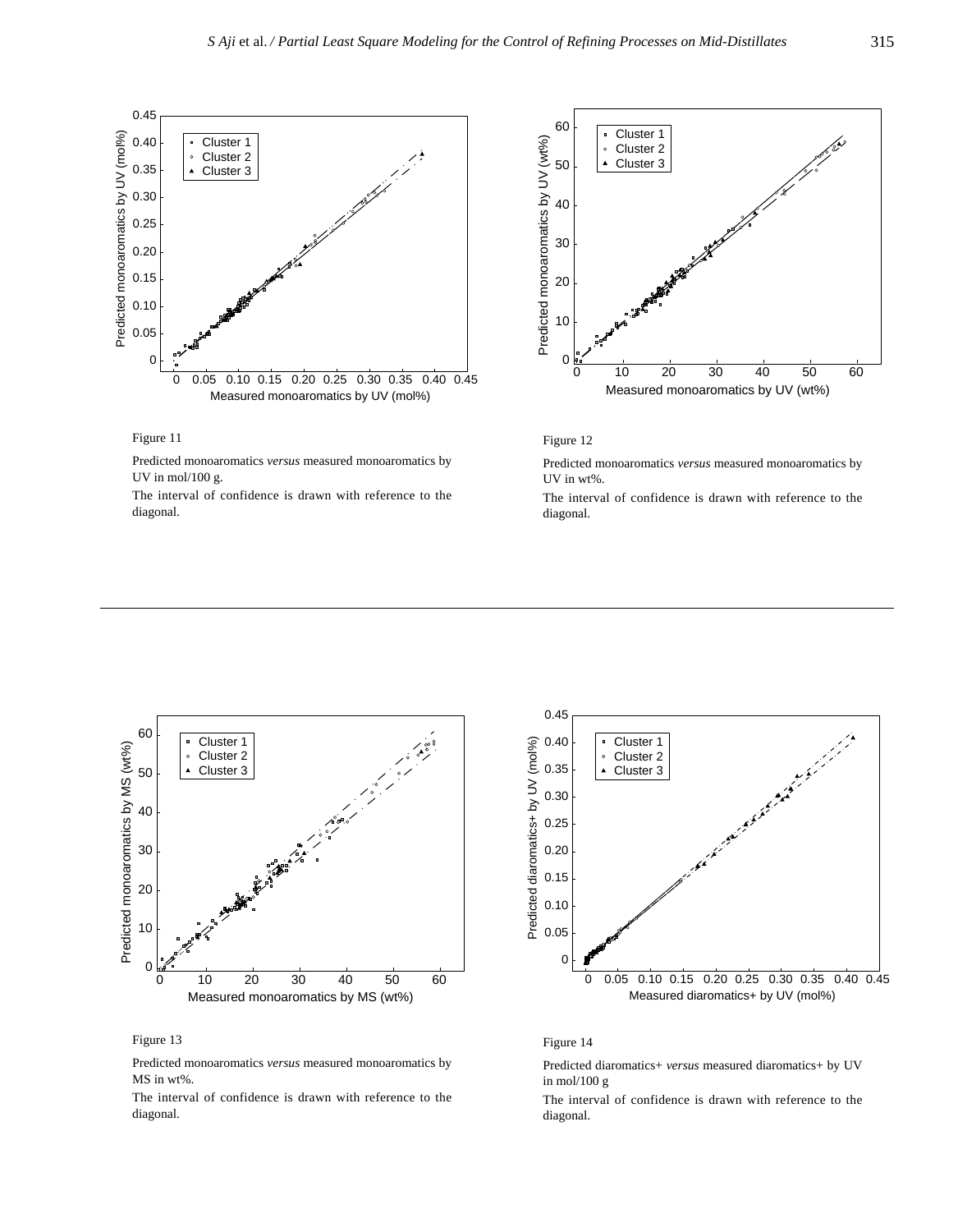Figure 11

Predicted monoaromatics *versus* measured monoaromatics by UV in mol/100 g.

The interval of confidence is drawn with reference to the diagonal.

Figure 12

Predicted monoaromatics *versus* measured monoaromatics by UV in wt%.

The interval of confidence is drawn with reference to the diagonal.

Figure 13

Predicted monoaromatics *versus* measured monoaromatics by MS in wt%.

The interval of confidence is drawn with reference to the diagonal.

Figure 14

Predicted diaromatics+ *versus* measured diaromatics+ by UV in mol/100 g

The interval of confidence is drawn with reference to the diagonal.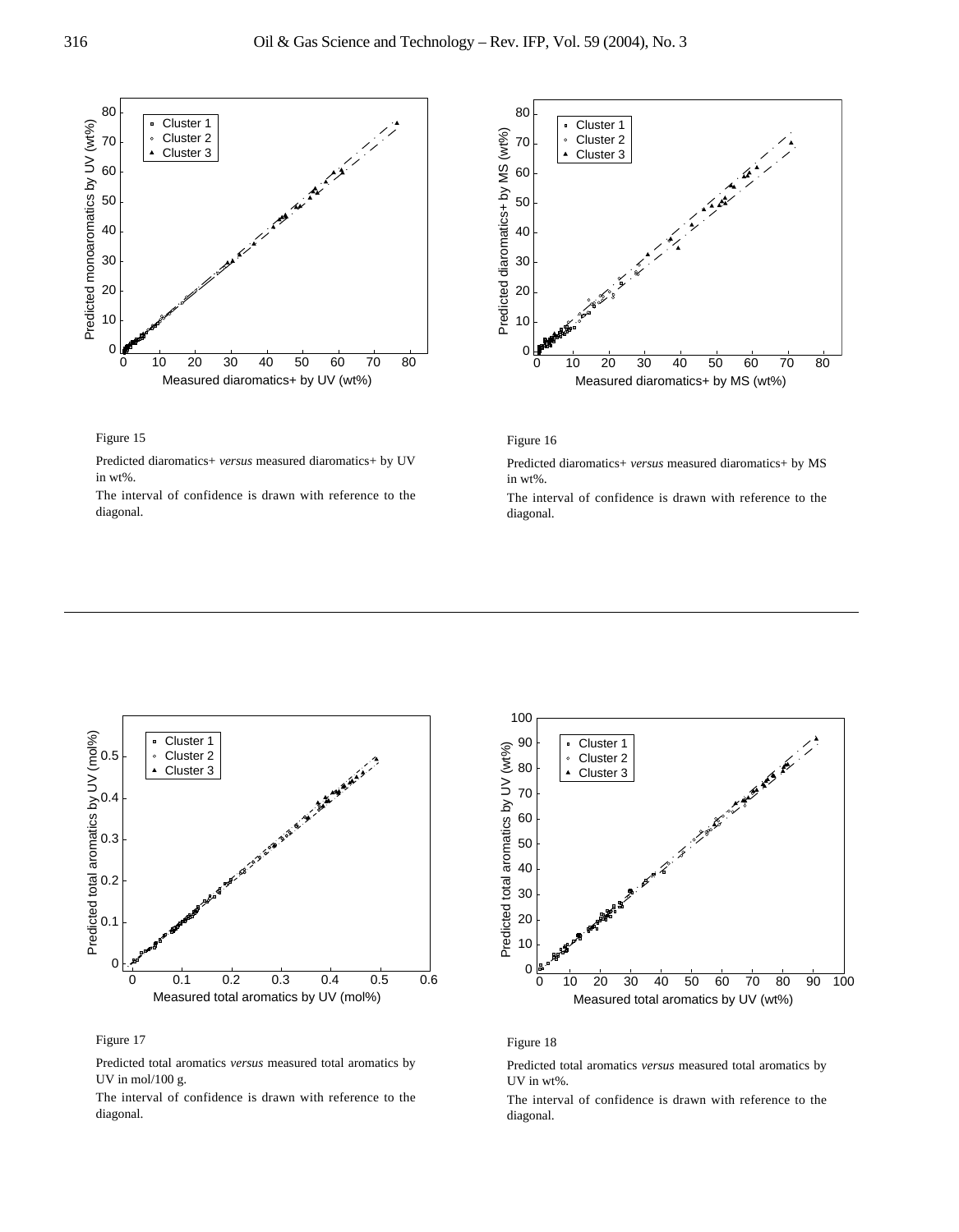Figure 15

Predicted diaromatics+ *versus* measured diaromatics+ by UV in wt%.

The interval of confidence is drawn with reference to the diagonal.

Figure 16

Predicted diaromatics+ *versus* measured diaromatics+ by MS in wt%.

The interval of confidence is drawn with reference to the diagonal.

Figure 17

Predicted total aromatics *versus* measured total aromatics by UV in mol/100 g.

The interval of confidence is drawn with reference to the diagonal.

Figure 18

Predicted total aromatics *versus* measured total aromatics by UV in wt%.

The interval of confidence is drawn with reference to the diagonal.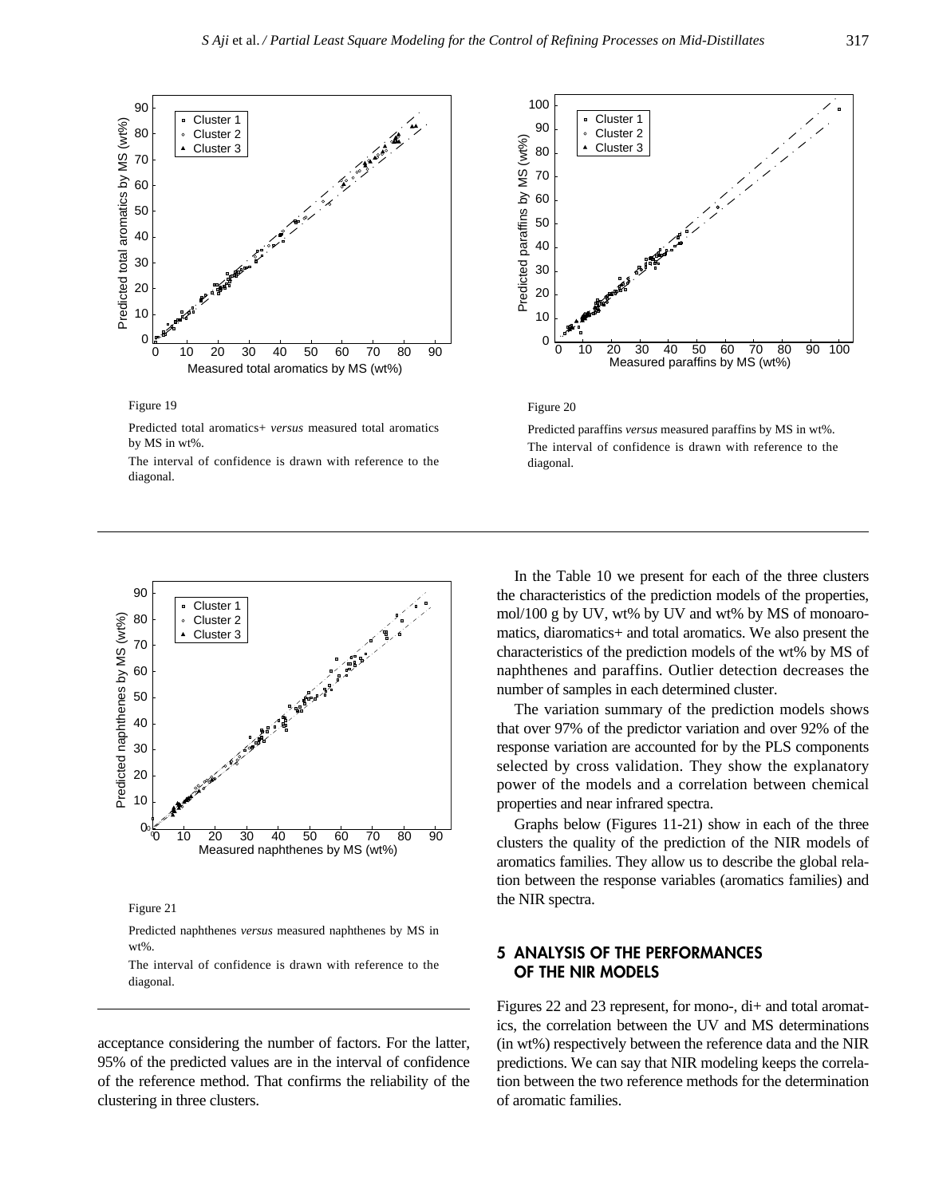Figure 19

Predicted total aromatics+ *versus* measured total aromatics by MS in wt%.

The interval of confidence is drawn with reference to the diagonal.

Figure 20

Predicted paraffins *versus* measured paraffins by MS in wt%. The interval of confidence is drawn with reference to the diagonal.

Figure 21

Predicted naphthenes *versus* measured naphthenes by MS in wt%.

The interval of confidence is drawn with reference to the diagonal.

acceptance considering the number of factors. For the latter, 95% of the predicted values are in the interval of confidence of the reference method. That confirms the reliability of the clustering in three clusters.

In the Table 10 we present for each of the three clusters the characteristics of the prediction models of the properties, mol/100 g by UV, wt% by UV and wt% by MS of monoaromatics, diaromatics+ and total aromatics. We also present the characteristics of the prediction models of the wt% by MS of naphthenes and paraffins. Outlier detection decreases the number of samples in each determined cluster.

The variation summary of the prediction models shows that over 97% of the predictor variation and over 92% of the response variation are accounted for by the PLS components selected by cross validation. They show the explanatory power of the models and a correlation between chemical properties and near infrared spectra.

Graphs below (Figures 11-21) show in each of the three clusters the quality of the prediction of the NIR models of aromatics families. They allow us to describe the global relation between the response variables (aromatics families) and the NIR spectra.

## 5 ANALYSIS OF THE PERFORMANCES OF THE NIR MODELS

Figures 22 and 23 represent, for mono-, di+ and total aromatics, the correlation between the UV and MS determinations (in wt%) respectively between the reference data and the NIR predictions. We can say that NIR modeling keeps the correlation between the two reference methods for the determination of aromatic families.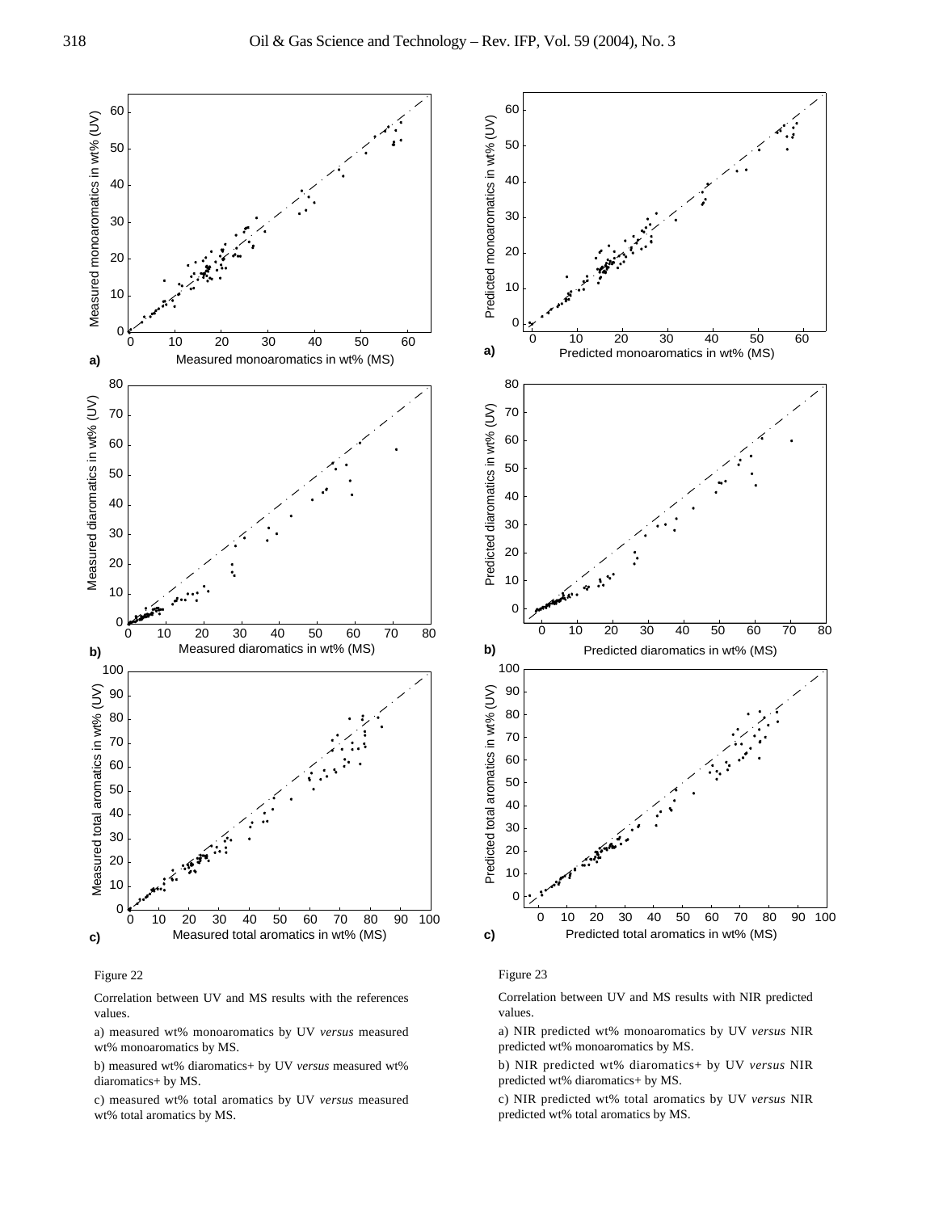Figure 22

Correlation between UV and MS results with the references values.

a) measured wt% monoaromatics by UV *versus* measured wt% monoaromatics by MS.

b) measured wt% diaromatics+ by UV *versus* measured wt% diaromatics+ by MS.

c) measured wt% total aromatics by UV *versus* measured wt% total aromatics by MS.

Figure 23

Correlation between UV and MS results with NIR predicted values.

a) NIR predicted wt% monoaromatics by UV *versus* NIR predicted wt% monoaromatics by MS.

b) NIR predicted wt% diaromatics+ by UV *versus* NIR predicted wt% diaromatics+ by MS.

c) NIR predicted wt% total aromatics by UV *versus* NIR predicted wt% total aromatics by MS.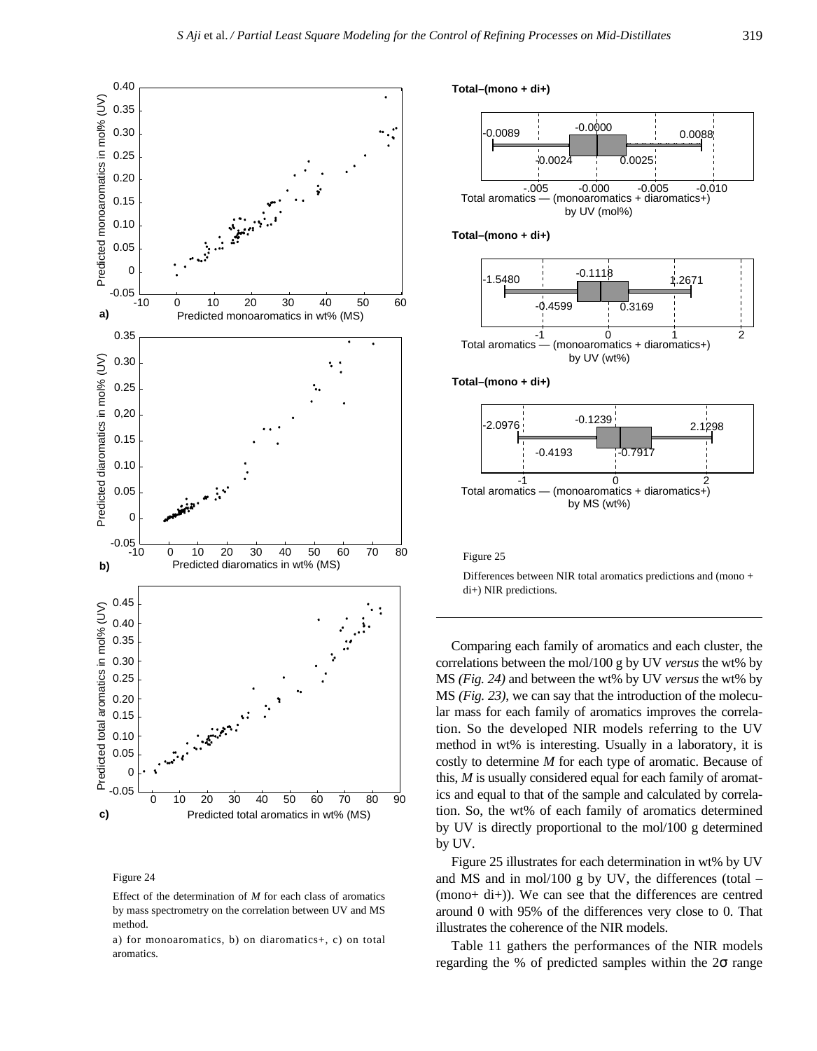Figure 24

Effect of the determination of $M$ for each class of aromatics by mass spectrometry on the correlation between UV and MS method.

a) for monoaromatics, b) on diaromatics+, c) on total aromatics.

Figure 25

Differences between NIR total aromatics predictions and (mono + di+) NIR predictions.

Comparing each family of aromatics and each cluster, the correlations between the mol/100 g by UV *versus* the wt% by MS *(Fig. 24)* and between the wt% by UV *versus* the wt% by MS *(Fig. 23)*, we can say that the introduction of the molecular mass for each family of aromatics improves the correlation. So the developed NIR models referring to the UV method in wt% is interesting. Usually in a laboratory, it is costly to determine $M$ for each type of aromatic. Because of this, $M$ is usually considered equal for each family of aromatics and equal to that of the sample and calculated by correlation. So, the wt% of each family of aromatics determined by UV is directly proportional to the mol/100 g determined by UV.

Figure 25 illustrates for each determination in wt% by UV and MS and in mol/100 g by UV, the differences (total – (mono+ di+)). We can see that the differences are centred around 0 with 95% of the differences very close to 0. That illustrates the coherence of the NIR models.

Table 11 gathers the performances of the NIR models regarding the % of predicted samples within the $2\sigma$ range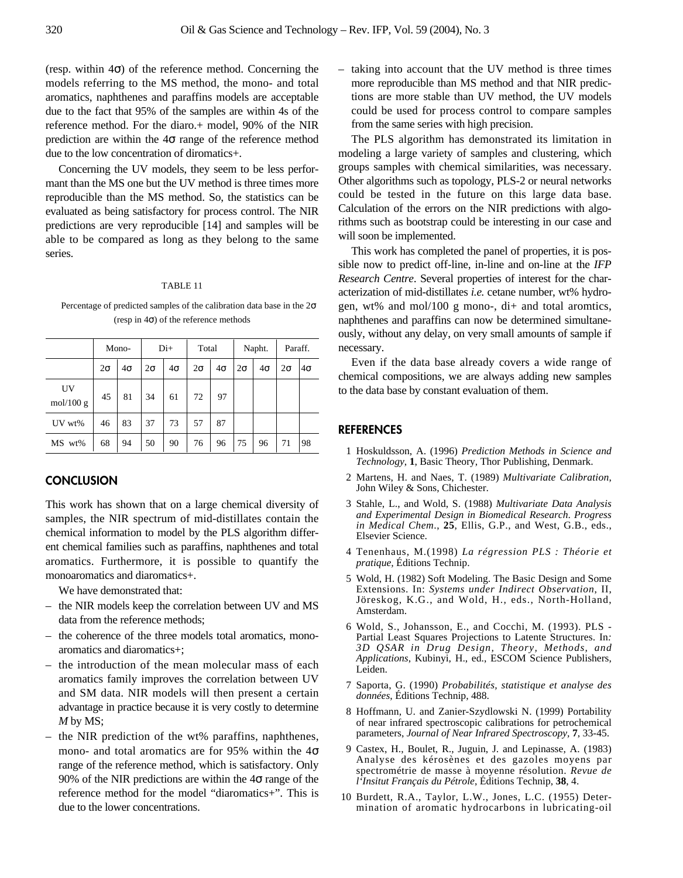(resp. within 4σ) of the reference method. Concerning the models referring to the MS method, the mono- and total aromatics, naphthenes and paraffins models are acceptable due to the fact that 95% of the samples are within 4s of the reference method. For the diaro.+ model, 90% of the NIR prediction are within the 4σ range of the reference method due to the low concentration of diromatics+.

Concerning the UV models, they seem to be less performant than the MS one but the UV method is three times more reproducible than the MS method. So, the statistics can be evaluated as being satisfactory for process control. The NIR predictions are very reproducible [14] and samples will be able to be compared as long as they belong to the same series.

TABLE 11

Percentage of predicted samples of the calibration data base in the 2σ (resp in 4σ) of the reference methods

| | Mono- | | Di+ | | Total | | Napht. | | Paraff. | |
|---|---|---|---|---|---|---|---|---|---|---|
| | 2σ | 4σ | 2σ | 4σ | 2σ | 4σ | 2σ | 4σ | 2σ | 4σ |
| UV mol/100 g | 45 | 81 | 34 | 61 | 72 | 97 | | | | |
| UV wt% | 46 | 83 | 37 | 73 | 57 | 87 | | | | |
| MS wt% | 68 | 94 | 50 | 90 | 76 | 96 | 75 | 96 | 71 | 98 |

## CONCLUSION

This work has shown that on a large chemical diversity of samples, the NIR spectrum of mid-distillates contain the chemical information to model by the PLS algorithm different chemical families such as paraffins, naphthenes and total aromatics. Furthermore, it is possible to quantify the monoaromatics and diaromatics+.

We have demonstrated that:

- the NIR models keep the correlation between UV and MS data from the reference methods;
- the coherence of the three models total aromatics, monoaromatics and diaromatics+;
- the introduction of the mean molecular mass of each aromatics family improves the correlation between UV and SM data. NIR models will then present a certain advantage in practice because it is very costly to determine *M* by MS;
- the NIR prediction of the wt% paraffins, naphthenes, mono- and total aromatics are for 95% within the 4σ range of the reference method, which is satisfactory. Only 90% of the NIR predictions are within the 4σ range of the reference method for the model "diaromatics+". This is due to the lower concentrations.
- taking into account that the UV method is three times more reproducible than MS method and that NIR predictions are more stable than UV method, the UV models could be used for process control to compare samples from the same series with high precision.

The PLS algorithm has demonstrated its limitation in modeling a large variety of samples and clustering, which groups samples with chemical similarities, was necessary. Other algorithms such as topology, PLS-2 or neural networks could be tested in the future on this large data base. Calculation of the errors on the NIR predictions with algorithms such as bootstrap could be interesting in our case and will soon be implemented.

This work has completed the panel of properties, it is possible now to predict off-line, in-line and on-line at the *IFP Research Centre*. Several properties of interest for the characterization of mid-distillates *i.e.* cetane number, wt% hydrogen, wt% and mol/100 g mono-, di+ and total aromtics, naphthenes and paraffins can now be determined simultaneously, without any delay, on very small amounts of sample if necessary.

Even if the data base already covers a wide range of chemical compositions, we are always adding new samples to the data base by constant evaluation of them.

## REFERENCES

1 Hoskuldsson, A. (1996) *Prediction Methods in Science and Technology*, **1**, Basic Theory, Thor Publishing, Denmark.

2 Martens, H. and Naes, T. (1989) *Multivariate Calibration*, John Wiley & Sons, Chichester.

3 Stahle, L., and Wold, S. (1988) *Multivariate Data Analysis and Experimental Design in Biomedical Research. Progress in Medical Chem*., **25**, Ellis, G.P., and West, G.B., eds., Elsevier Science.

4 Tenenhaus, M.(1998) *La régression PLS : Théorie et pratique*, Éditions Technip.

5 Wold, H. (1982) Soft Modeling. The Basic Design and Some Extensions. In: *Systems under Indirect Observation*, II, Jöreskog, K.G., and Wold, H., eds., North-Holland, Amsterdam.

6 Wold, S., Johansson, E., and Cocchi, M. (1993). PLS - Partial Least Squares Projections to Latente Structures. In: *3D QSAR in Drug Design, Theory, Methods, and Applications*, Kubinyi, H., ed., ESCOM Science Publishers, Leiden.

7 Saporta, G. (1990) *Probabilités, statistique et analyse des données*, Éditions Technip, 488.

8 Hoffmann, U. and Zanier-Szydlowski N. (1999) Portability of near infrared spectroscopic calibrations for petrochemical parameters, *Journal of Near Infrared Spectroscopy*, **7**, 33-45.

9 Castex, H., Boulet, R., Juguin, J. and Lepinasse, A. (1983) Analyse des kérosènes et des gazoles moyens par spectrométrie de masse à moyenne résolution. *Revue de l'Insitut Français du Pétrole*, Éditions Technip, **38**, 4.

10 Burdett, R.A., Taylor, L.W., Jones, L.C. (1955) Determination of aromatic hydrocarbons in lubricating-oil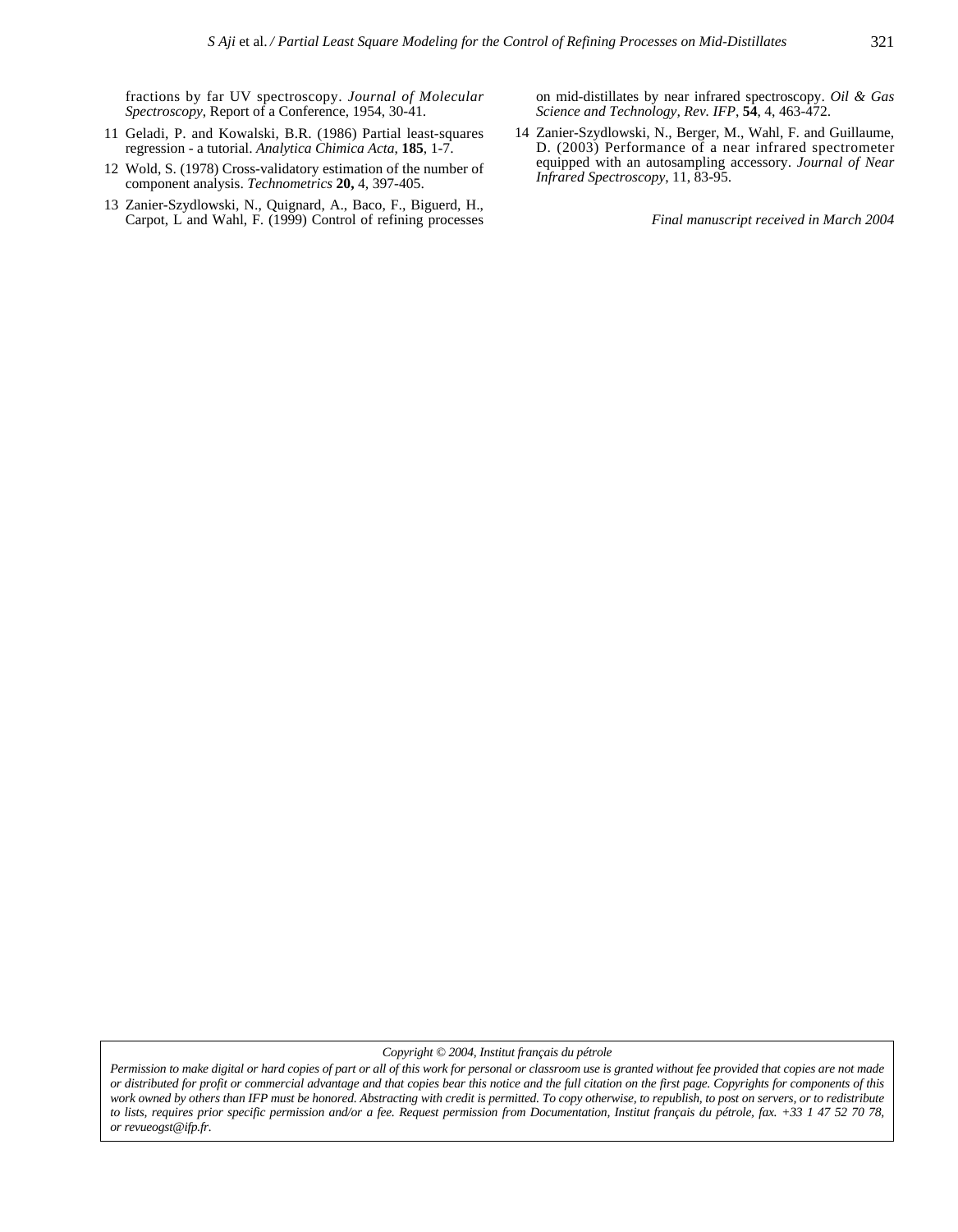fractions by far UV spectroscopy. *Journal of Molecular Spectroscopy*, Report of a Conference, 1954, 30-41.

11 Geladi, P. and Kowalski, B.R. (1986) Partial least-squares regression - a tutorial. *Analytica Chimica Acta*, **185**, 1-7.

12 Wold, S. (1978) Cross-validatory estimation of the number of component analysis. *Technometrics* **20,** 4, 397-405.

13 Zanier-Szydlowski, N., Quignard, A., Baco, F., Biguerd, H., Carpot, L and Wahl, F. (1999) Control of refining processes on mid-distillates by near infrared spectroscopy. *Oil & Gas Science and Technology, Rev. IFP*, **54**, 4, 463-472.

14 Zanier-Szydlowski, N., Berger, M., Wahl, F. and Guillaume, D. (2003) Performance of a near infrared spectrometer equipped with an autosampling accessory. *Journal of Near Infrared Spectroscopy*, 11, 83-95.

*Final manuscript received in March 2004*

*Copyright © 2004, Institut français du pétrole*

*Permission to make digital or hard copies of part or all of this work for personal or classroom use is granted without fee provided that copies are not made or distributed for profit or commercial advantage and that copies bear this notice and the full citation on the first page. Copyrights for components of this work owned by others than IFP must be honored. Abstracting with credit is permitted. To copy otherwise, to republish, to post on servers, or to redistribute to lists, requires prior specific permission and/or a fee. Request permission from Documentation, Institut français du pétrole, fax. +33 1 47 52 70 78, or revueogst@ifp.fr.*